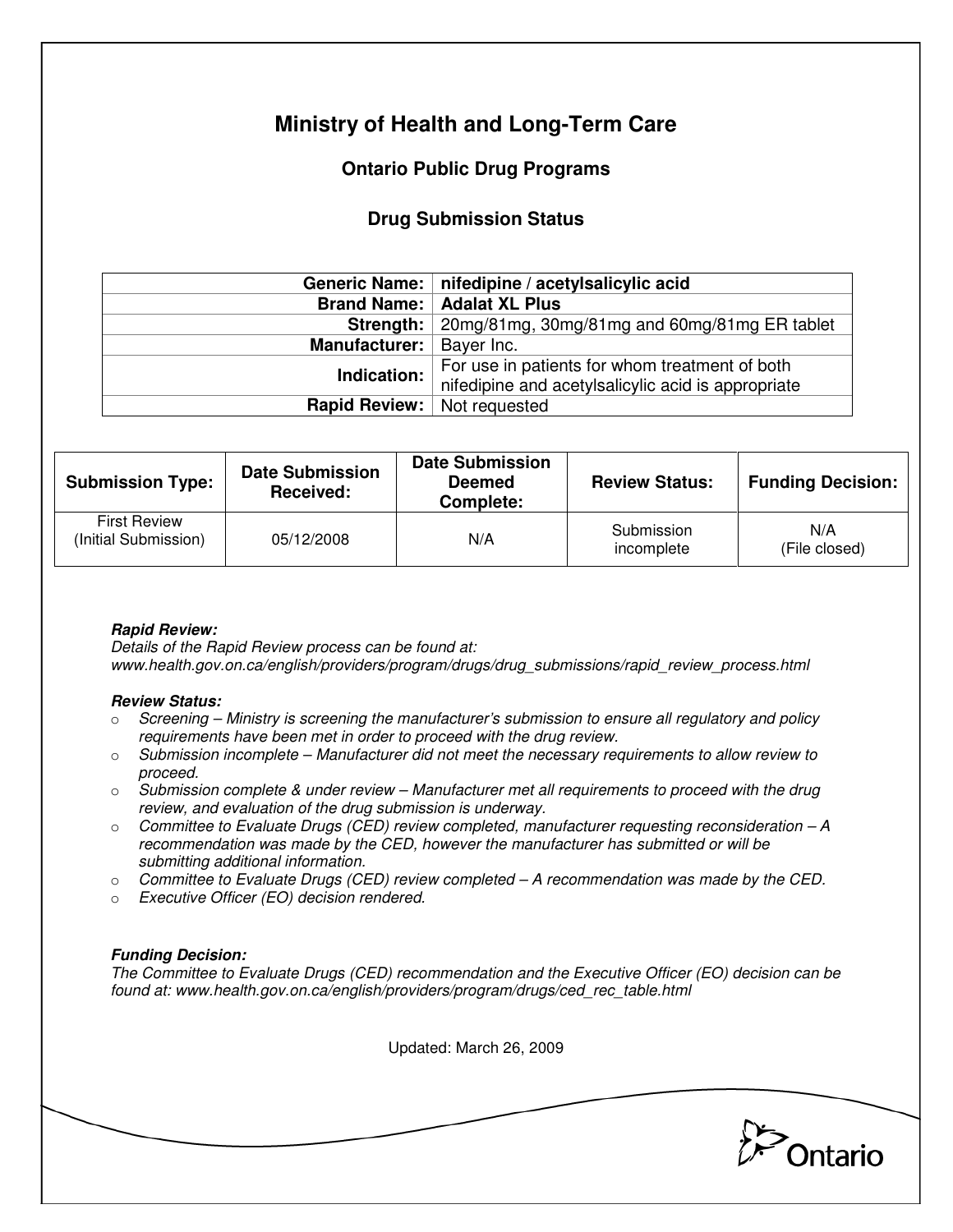# Ministry of Health and Long-Term Care

## Ontario Public Drug Programs

### Drug Submission Status

| | |
|---|---|
| **Generic Name:** | **nifedipine / acetylsalicylic acid** |
| **Brand Name:** | **Adalat XL Plus** |
| **Strength:** | 20mg/81mg, 30mg/81mg and 60mg/81mg ER tablet |
| **Manufacturer:** | Bayer Inc. |
| **Indication:** | For use in patients for whom treatment of both nifedipine and acetylsalicylic acid is appropriate |
| **Rapid Review:** | Not requested |

| Submission Type: | Date Submission Received: | Date Submission Deemed Complete: | Review Status: | Funding Decision: |
|---|---|---|---|---|
| First Review (Initial Submission) | 05/12/2008 | N/A | Submission incomplete | N/A (File closed) |

***Rapid Review:***
*Details of the Rapid Review process can be found at: www.health.gov.on.ca/english/providers/program/drugs/drug_submissions/rapid_review_process.html*

***Review Status:***

- *Screening – Ministry is screening the manufacturer's submission to ensure all regulatory and policy requirements have been met in order to proceed with the drug review.*
- *Submission incomplete – Manufacturer did not meet the necessary requirements to allow review to proceed.*
- *Submission complete & under review – Manufacturer met all requirements to proceed with the drug review, and evaluation of the drug submission is underway.*
- *Committee to Evaluate Drugs (CED) review completed, manufacturer requesting reconsideration – A recommendation was made by the CED, however the manufacturer has submitted or will be submitting additional information.*
- *Committee to Evaluate Drugs (CED) review completed – A recommendation was made by the CED.*
- *Executive Officer (EO) decision rendered.*

***Funding Decision:***
*The Committee to Evaluate Drugs (CED) recommendation and the Executive Officer (EO) decision can be found at: www.health.gov.on.ca/english/providers/program/drugs/ced_rec_table.html*

Updated: March 26, 2009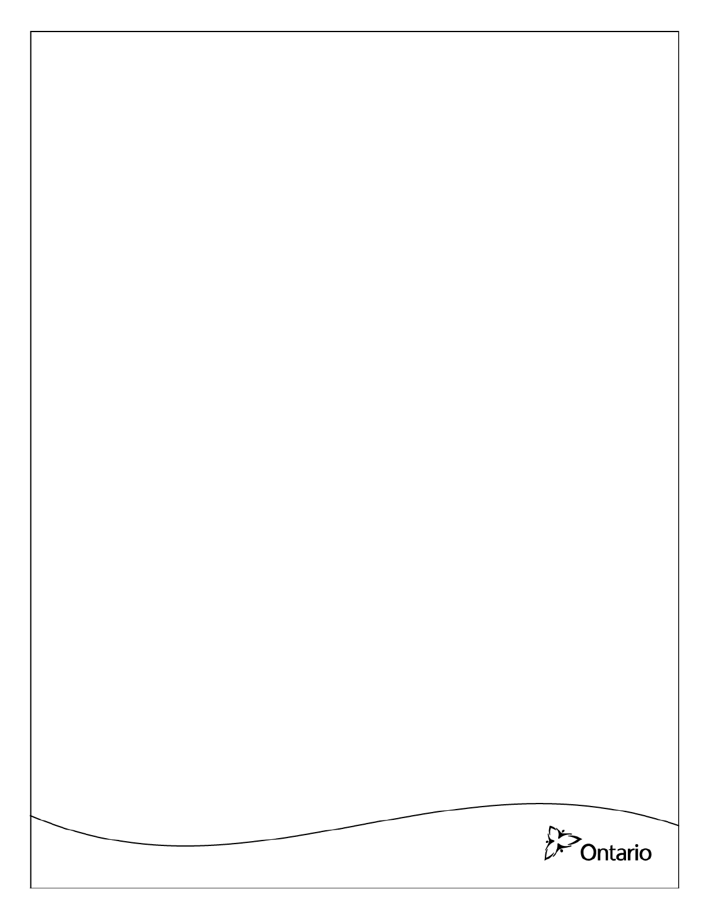Ontario